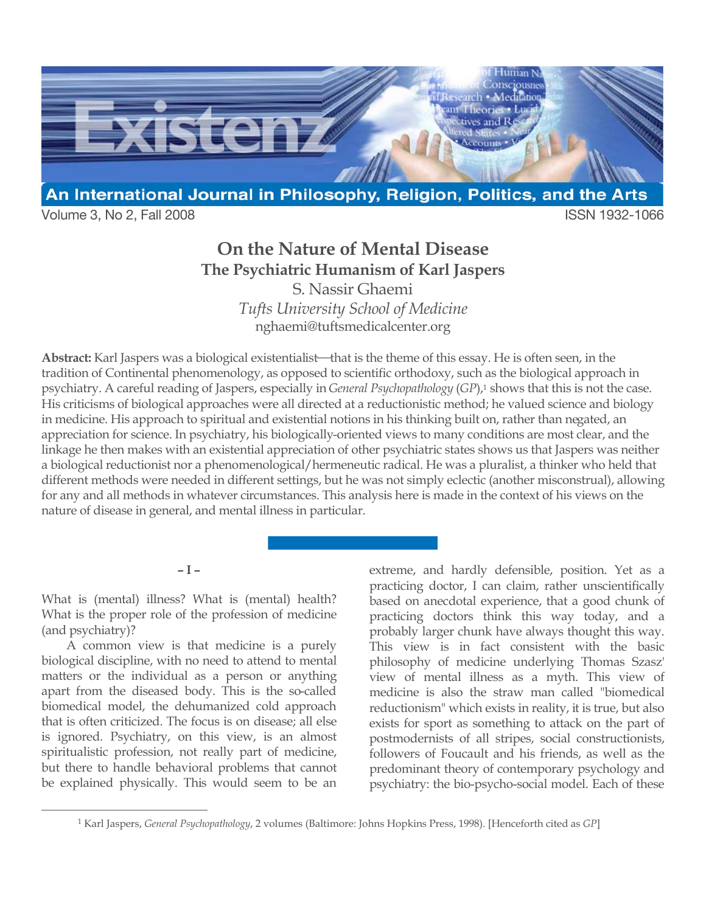# On the Nature of Mental Disease

## The Psychiatric Humanism of Karl Jaspers

S. Nassir Ghaemi

*Tufts University School of Medicine*

nghaemi@tuftsmedicalcenter.org

**Abstract:** Karl Jaspers was a biological existentialist—that is the theme of this essay. He is often seen, in the tradition of Continental phenomenology, as opposed to scientific orthodoxy, such as the biological approach in psychiatry. A careful reading of Jaspers, especially in *General Psychopathology* (*GP*),[1] shows that this is not the case. His criticisms of biological approaches were all directed at a reductionistic method; he valued science and biology in medicine. His approach to spiritual and existential notions in his thinking built on, rather than negated, an appreciation for science. In psychiatry, his biologically-oriented views to many conditions are most clear, and the linkage he then makes with an existential appreciation of other psychiatric states shows us that Jaspers was neither a biological reductionist nor a phenomenological/hermeneutic radical. He was a pluralist, a thinker who held that different methods were needed in different settings, but he was not simply eclectic (another misconstrual), allowing for any and all methods in whatever circumstances. This analysis here is made in the context of his views on the nature of disease in general, and mental illness in particular.

– I –

What is (mental) illness? What is (mental) health? What is the proper role of the profession of medicine (and psychiatry)?

A common view is that medicine is a purely biological discipline, with no need to attend to mental matters or the individual as a person or anything apart from the diseased body. This is the so-called biomedical model, the dehumanized cold approach that is often criticized. The focus is on disease; all else is ignored. Psychiatry, on this view, is an almost spiritualistic profession, not really part of medicine, but there to handle behavioral problems that cannot be explained physically. This would seem to be an extreme, and hardly defensible, position. Yet as a practicing doctor, I can claim, rather unscientifically based on anecdotal experience, that a good chunk of practicing doctors think this way today, and a probably larger chunk have always thought this way. This view is in fact consistent with the basic philosophy of medicine underlying Thomas Szasz' view of mental illness as a myth. This view of medicine is also the straw man called "biomedical reductionism" which exists in reality, it is true, but also exists for sport as something to attack on the part of postmodernists of all stripes, social constructionists, followers of Foucault and his friends, as well as the predominant theory of contemporary psychology and psychiatry: the bio-psycho-social model. Each of these

---

[1] Karl Jaspers, *General Psychopathology*, 2 volumes (Baltimore: Johns Hopkins Press, 1998). [Henceforth cited as *GP*]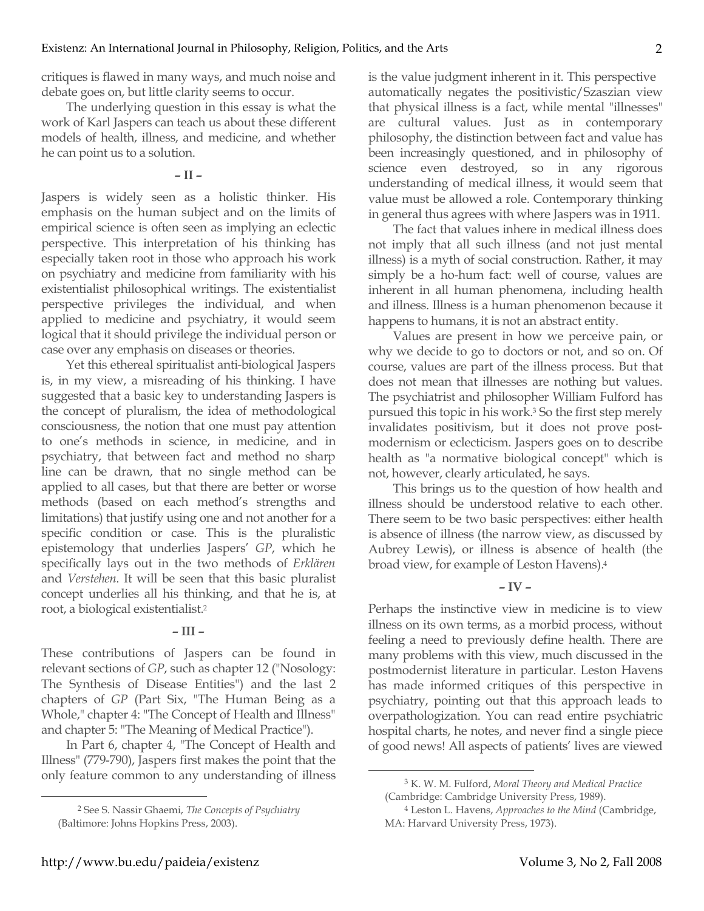critiques is flawed in many ways, and much noise and debate goes on, but little clarity seems to occur.

The underlying question in this essay is what the work of Karl Jaspers can teach us about these different models of health, illness, and medicine, and whether he can point us to a solution.

## – II –

Jaspers is widely seen as a holistic thinker. His emphasis on the human subject and on the limits of empirical science is often seen as implying an eclectic perspective. This interpretation of his thinking has especially taken root in those who approach his work on psychiatry and medicine from familiarity with his existentialist philosophical writings. The existentialist perspective privileges the individual, and when applied to medicine and psychiatry, it would seem logical that it should privilege the individual person or case over any emphasis on diseases or theories.

Yet this ethereal spiritualist anti-biological Jaspers is, in my view, a misreading of his thinking. I have suggested that a basic key to understanding Jaspers is the concept of pluralism, the idea of methodological consciousness, the notion that one must pay attention to one's methods in science, in medicine, and in psychiatry, that between fact and method no sharp line can be drawn, that no single method can be applied to all cases, but that there are better or worse methods (based on each method's strengths and limitations) that justify using one and not another for a specific condition or case. This is the pluralistic epistemology that underlies Jaspers' *GP*, which he specifically lays out in the two methods of *Erklären* and *Verstehen*. It will be seen that this basic pluralist concept underlies all his thinking, and that he is, at root, a biological existentialist.[2]

## – III –

These contributions of Jaspers can be found in relevant sections of *GP*, such as chapter 12 ("Nosology: The Synthesis of Disease Entities") and the last 2 chapters of *GP* (Part Six, "The Human Being as a Whole," chapter 4: "The Concept of Health and Illness" and chapter 5: "The Meaning of Medical Practice").

In Part 6, chapter 4, "The Concept of Health and Illness" (779-790), Jaspers first makes the point that the only feature common to any understanding of illness is the value judgment inherent in it. This perspective automatically negates the positivistic/Szaszian view that physical illness is a fact, while mental "illnesses" are cultural values. Just as in contemporary philosophy, the distinction between fact and value has been increasingly questioned, and in philosophy of science even destroyed, so in any rigorous understanding of medical illness, it would seem that value must be allowed a role. Contemporary thinking in general thus agrees with where Jaspers was in 1911.

The fact that values inhere in medical illness does not imply that all such illness (and not just mental illness) is a myth of social construction. Rather, it may simply be a ho-hum fact: well of course, values are inherent in all human phenomena, including health and illness. Illness is a human phenomenon because it happens to humans, it is not an abstract entity.

Values are present in how we perceive pain, or why we decide to go to doctors or not, and so on. Of course, values are part of the illness process. But that does not mean that illnesses are nothing but values. The psychiatrist and philosopher William Fulford has pursued this topic in his work.[3] So the first step merely invalidates positivism, but it does not prove post-modernism or eclecticism. Jaspers goes on to describe health as "a normative biological concept" which is not, however, clearly articulated, he says.

This brings us to the question of how health and illness should be understood relative to each other. There seem to be two basic perspectives: either health is absence of illness (the narrow view, as discussed by Aubrey Lewis), or illness is absence of health (the broad view, for example of Leston Havens).[4]

## – IV –

Perhaps the instinctive view in medicine is to view illness on its own terms, as a morbid process, without feeling a need to previously define health. There are many problems with this view, much discussed in the postmodernist literature in particular. Leston Havens has made informed critiques of this perspective in psychiatry, pointing out that this approach leads to overpathologization. You can read entire psychiatric hospital charts, he notes, and never find a single piece of good news! All aspects of patients' lives are viewed

---

[2] See S. Nassir Ghaemi, *The Concepts of Psychiatry* (Baltimore: Johns Hopkins Press, 2003).

[3] K. W. M. Fulford, *Moral Theory and Medical Practice* (Cambridge: Cambridge University Press, 1989).

[4] Leston L. Havens, *Approaches to the Mind* (Cambridge, MA: Harvard University Press, 1973).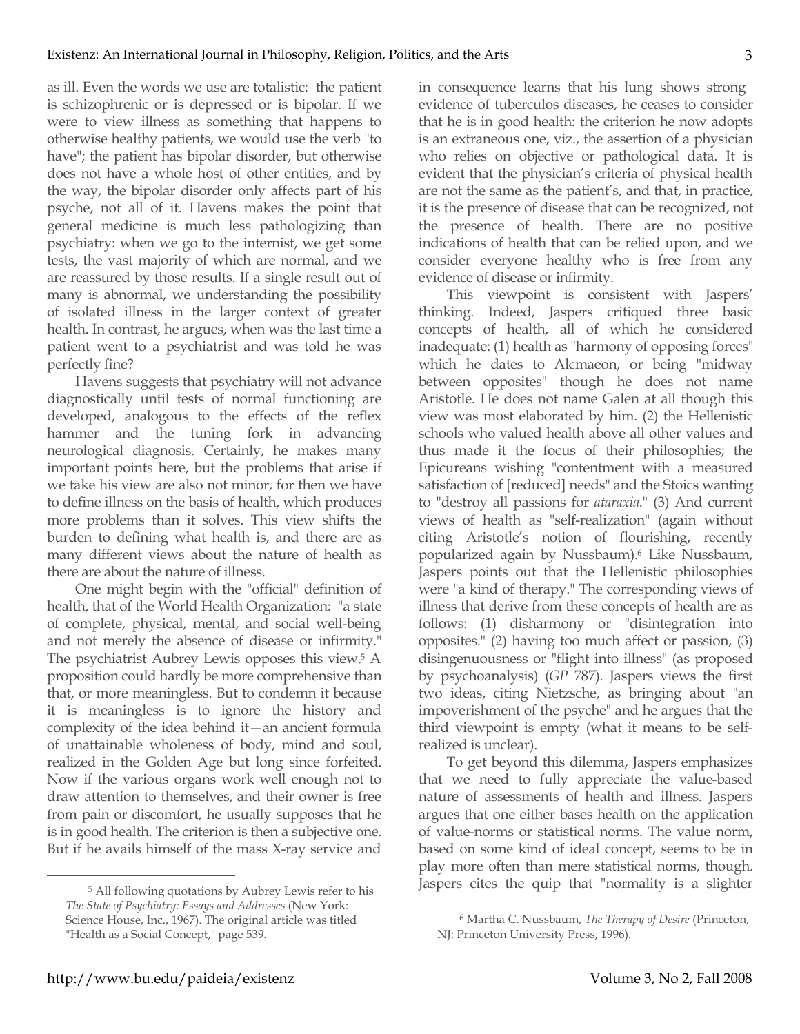as ill. Even the words we use are totalistic: the patient is schizophrenic or is depressed or is bipolar. If we were to view illness as something that happens to otherwise healthy patients, we would use the verb "to have"; the patient has bipolar disorder, but otherwise does not have a whole host of other entities, and by the way, the bipolar disorder only affects part of his psyche, not all of it. Havens makes the point that general medicine is much less pathologizing than psychiatry: when we go to the internist, we get some tests, the vast majority of which are normal, and we are reassured by those results. If a single result out of many is abnormal, we understanding the possibility of isolated illness in the larger context of greater health. In contrast, he argues, when was the last time a patient went to a psychiatrist and was told he was perfectly fine?

Havens suggests that psychiatry will not advance diagnostically until tests of normal functioning are developed, analogous to the effects of the reflex hammer and the tuning fork in advancing neurological diagnosis. Certainly, he makes many important points here, but the problems that arise if we take his view are also not minor, for then we have to define illness on the basis of health, which produces more problems than it solves. This view shifts the burden to defining what health is, and there are as many different views about the nature of health as there are about the nature of illness.

One might begin with the "official" definition of health, that of the World Health Organization: "a state of complete, physical, mental, and social well-being and not merely the absence of disease or infirmity." The psychiatrist Aubrey Lewis opposes this view.[5] A proposition could hardly be more comprehensive than that, or more meaningless. But to condemn it because it is meaningless is to ignore the history and complexity of the idea behind it—an ancient formula of unattainable wholeness of body, mind and soul, realized in the Golden Age but long since forfeited. Now if the various organs work well enough not to draw attention to themselves, and their owner is free from pain or discomfort, he usually supposes that he is in good health. The criterion is then a subjective one. But if he avails himself of the mass X-ray service and in consequence learns that his lung shows strong evidence of tuberculos diseases, he ceases to consider that he is in good health: the criterion he now adopts is an extraneous one, viz., the assertion of a physician who relies on objective or pathological data. It is evident that the physician's criteria of physical health are not the same as the patient's, and that, in practice, it is the presence of disease that can be recognized, not the presence of health. There are no positive indications of health that can be relied upon, and we consider everyone healthy who is free from any evidence of disease or infirmity.

This viewpoint is consistent with Jaspers' thinking. Indeed, Jaspers critiqued three basic concepts of health, all of which he considered inadequate: (1) health as "harmony of opposing forces" which he dates to Alcmaeon, or being "midway between opposites" though he does not name Aristotle. He does not name Galen at all though this view was most elaborated by him. (2) the Hellenistic schools who valued health above all other values and thus made it the focus of their philosophies; the Epicureans wishing "contentment with a measured satisfaction of [reduced] needs" and the Stoics wanting to "destroy all passions for *ataraxia*." (3) And current views of health as "self-realization" (again without citing Aristotle's notion of flourishing, recently popularized again by Nussbaum).[6] Like Nussbaum, Jaspers points out that the Hellenistic philosophies were "a kind of therapy." The corresponding views of illness that derive from these concepts of health are as follows: (1) disharmony or "disintegration into opposites." (2) having too much affect or passion, (3) disingenuousness or "flight into illness" (as proposed by psychoanalysis) (*GP* 787). Jaspers views the first two ideas, citing Nietzsche, as bringing about "an impoverishment of the psyche" and he argues that the third viewpoint is empty (what it means to be self-realized is unclear).

To get beyond this dilemma, Jaspers emphasizes that we need to fully appreciate the value-based nature of assessments of health and illness. Jaspers argues that one either bases health on the application of value-norms or statistical norms. The value norm, based on some kind of ideal concept, seems to be in play more often than mere statistical norms, though. Jaspers cites the quip that "normality is a slighter

---

[5] All following quotations by Aubrey Lewis refer to his *The State of Psychiatry: Essays and Addresses* (New York: Science House, Inc., 1967). The original article was titled "Health as a Social Concept," page 539.

[6] Martha C. Nussbaum, *The Therapy of Desire* (Princeton, NJ: Princeton University Press, 1996).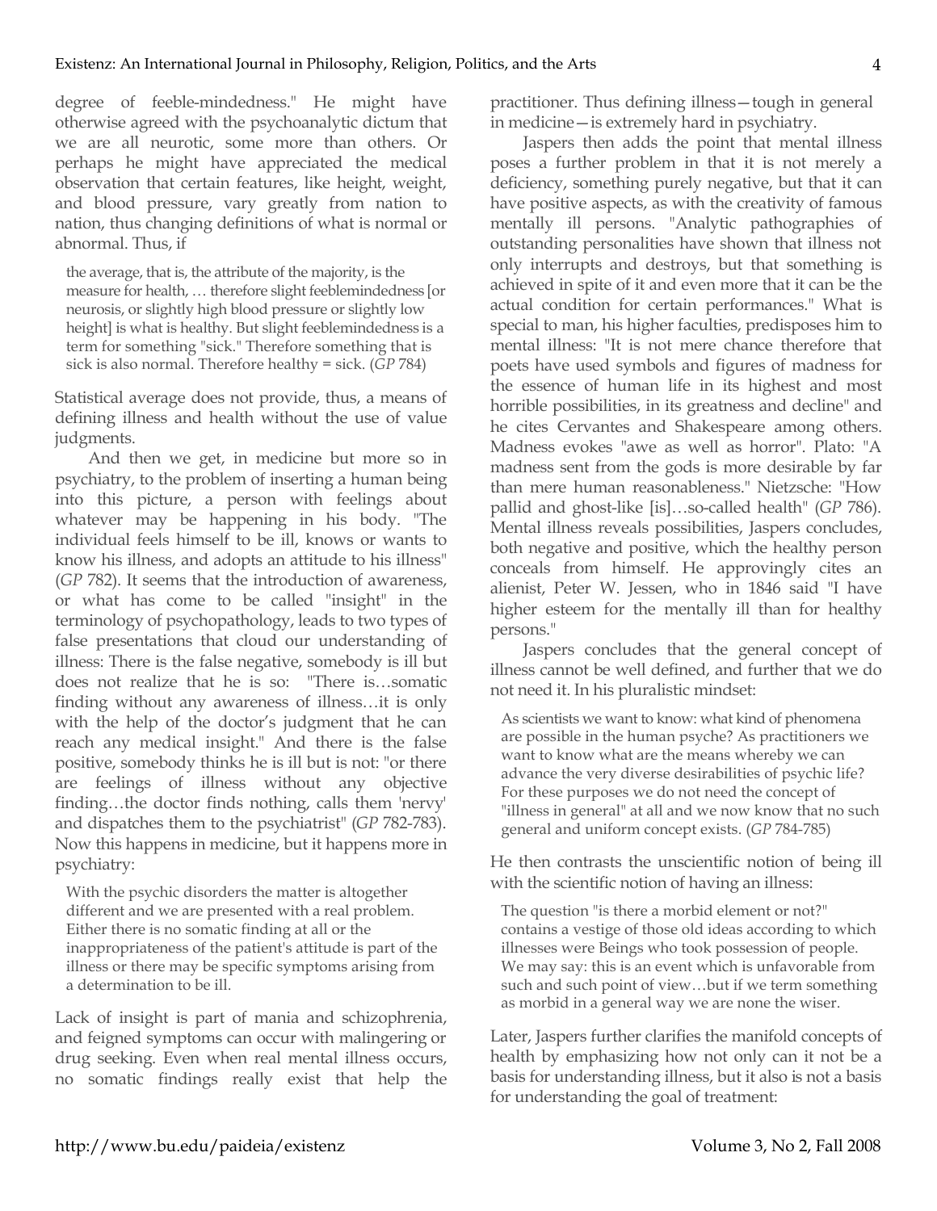degree of feeble-mindedness." He might have otherwise agreed with the psychoanalytic dictum that we are all neurotic, some more than others. Or perhaps he might have appreciated the medical observation that certain features, like height, weight, and blood pressure, vary greatly from nation to nation, thus changing definitions of what is normal or abnormal. Thus, if

> the average, that is, the attribute of the majority, is the measure for health, … therefore slight feeblemindedness [or neurosis, or slightly high blood pressure or slightly low height] is what is healthy. But slight feeblemindedness is a term for something "sick." Therefore something that is sick is also normal. Therefore healthy = sick. (*GP* 784)

Statistical average does not provide, thus, a means of defining illness and health without the use of value judgments.

And then we get, in medicine but more so in psychiatry, to the problem of inserting a human being into this picture, a person with feelings about whatever may be happening in his body. "The individual feels himself to be ill, knows or wants to know his illness, and adopts an attitude to his illness" (*GP* 782). It seems that the introduction of awareness, or what has come to be called "insight" in the terminology of psychopathology, leads to two types of false presentations that cloud our understanding of illness: There is the false negative, somebody is ill but does not realize that he is so: "There is…somatic finding without any awareness of illness…it is only with the help of the doctor's judgment that he can reach any medical insight." And there is the false positive, somebody thinks he is ill but is not: "or there are feelings of illness without any objective finding…the doctor finds nothing, calls them 'nervy' and dispatches them to the psychiatrist" (*GP* 782-783). Now this happens in medicine, but it happens more in psychiatry:

> With the psychic disorders the matter is altogether different and we are presented with a real problem. Either there is no somatic finding at all or the inappropriateness of the patient's attitude is part of the illness or there may be specific symptoms arising from a determination to be ill.

Lack of insight is part of mania and schizophrenia, and feigned symptoms can occur with malingering or drug seeking. Even when real mental illness occurs, no somatic findings really exist that help the practitioner. Thus defining illness—tough in general in medicine—is extremely hard in psychiatry.

Jaspers then adds the point that mental illness poses a further problem in that it is not merely a deficiency, something purely negative, but that it can have positive aspects, as with the creativity of famous mentally ill persons. "Analytic pathographies of outstanding personalities have shown that illness not only interrupts and destroys, but that something is achieved in spite of it and even more that it can be the actual condition for certain performances." What is special to man, his higher faculties, predisposes him to mental illness: "It is not mere chance therefore that poets have used symbols and figures of madness for the essence of human life in its highest and most horrible possibilities, in its greatness and decline" and he cites Cervantes and Shakespeare among others. Madness evokes "awe as well as horror". Plato: "A madness sent from the gods is more desirable by far than mere human reasonableness." Nietzsche: "How pallid and ghost-like [is]…so-called health" (*GP* 786). Mental illness reveals possibilities, Jaspers concludes, both negative and positive, which the healthy person conceals from himself. He approvingly cites an alienist, Peter W. Jessen, who in 1846 said "I have higher esteem for the mentally ill than for healthy persons."

Jaspers concludes that the general concept of illness cannot be well defined, and further that we do not need it. In his pluralistic mindset:

> As scientists we want to know: what kind of phenomena are possible in the human psyche? As practitioners we want to know what are the means whereby we can advance the very diverse desirabilities of psychic life? For these purposes we do not need the concept of "illness in general" at all and we now know that no such general and uniform concept exists. (*GP* 784-785)

He then contrasts the unscientific notion of being ill with the scientific notion of having an illness:

> The question "is there a morbid element or not?" contains a vestige of those old ideas according to which illnesses were Beings who took possession of people. We may say: this is an event which is unfavorable from such and such point of view…but if we term something as morbid in a general way we are none the wiser.

Later, Jaspers further clarifies the manifold concepts of health by emphasizing how not only can it not be a basis for understanding illness, but it also is not a basis for understanding the goal of treatment: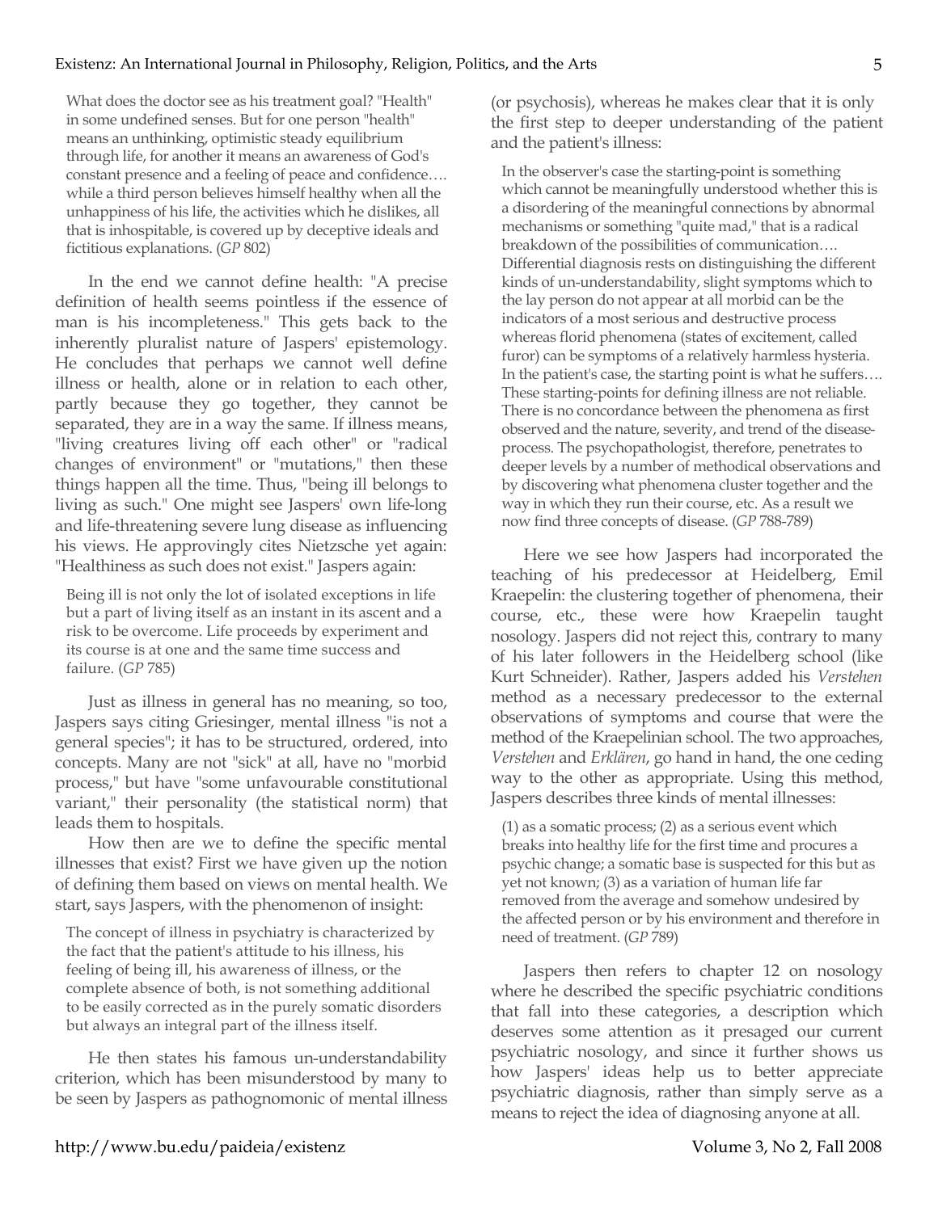> What does the doctor see as his treatment goal? "Health" in some undefined senses. But for one person "health" means an unthinking, optimistic steady equilibrium through life, for another it means an awareness of God's constant presence and a feeling of peace and confidence…. while a third person believes himself healthy when all the unhappiness of his life, the activities which he dislikes, all that is inhospitable, is covered up by deceptive ideals and fictitious explanations. (*GP* 802)

In the end we cannot define health: "A precise definition of health seems pointless if the essence of man is his incompleteness." This gets back to the inherently pluralist nature of Jaspers' epistemology. He concludes that perhaps we cannot well define illness or health, alone or in relation to each other, partly because they go together, they cannot be separated, they are in a way the same. If illness means, "living creatures living off each other" or "radical changes of environment" or "mutations," then these things happen all the time. Thus, "being ill belongs to living as such." One might see Jaspers' own life-long and life-threatening severe lung disease as influencing his views. He approvingly cites Nietzsche yet again: "Healthiness as such does not exist." Jaspers again:

> Being ill is not only the lot of isolated exceptions in life but a part of living itself as an instant in its ascent and a risk to be overcome. Life proceeds by experiment and its course is at one and the same time success and failure. (*GP* 785)

Just as illness in general has no meaning, so too, Jaspers says citing Griesinger, mental illness "is not a general species"; it has to be structured, ordered, into concepts. Many are not "sick" at all, have no "morbid process," but have "some unfavourable constitutional variant," their personality (the statistical norm) that leads them to hospitals.

How then are we to define the specific mental illnesses that exist? First we have given up the notion of defining them based on views on mental health. We start, says Jaspers, with the phenomenon of insight:

> The concept of illness in psychiatry is characterized by the fact that the patient's attitude to his illness, his feeling of being ill, his awareness of illness, or the complete absence of both, is not something additional to be easily corrected as in the purely somatic disorders but always an integral part of the illness itself.

He then states his famous un-understandability criterion, which has been misunderstood by many to be seen by Jaspers as pathognomonic of mental illness (or psychosis), whereas he makes clear that it is only the first step to deeper understanding of the patient and the patient's illness:

> In the observer's case the starting-point is something which cannot be meaningfully understood whether this is a disordering of the meaningful connections by abnormal mechanisms or something "quite mad," that is a radical breakdown of the possibilities of communication…. Differential diagnosis rests on distinguishing the different kinds of un-understandability, slight symptoms which to the lay person do not appear at all morbid can be the indicators of a most serious and destructive process whereas florid phenomena (states of excitement, called furor) can be symptoms of a relatively harmless hysteria. In the patient's case, the starting point is what he suffers…. These starting-points for defining illness are not reliable. There is no concordance between the phenomena as first observed and the nature, severity, and trend of the disease-process. The psychopathologist, therefore, penetrates to deeper levels by a number of methodical observations and by discovering what phenomena cluster together and the way in which they run their course, etc. As a result we now find three concepts of disease. (*GP* 788-789)

Here we see how Jaspers had incorporated the teaching of his predecessor at Heidelberg, Emil Kraepelin: the clustering together of phenomena, their course, etc., these were how Kraepelin taught nosology. Jaspers did not reject this, contrary to many of his later followers in the Heidelberg school (like Kurt Schneider). Rather, Jaspers added his *Verstehen* method as a necessary predecessor to the external observations of symptoms and course that were the method of the Kraepelinian school. The two approaches, *Verstehen* and *Erklären*, go hand in hand, the one ceding way to the other as appropriate. Using this method, Jaspers describes three kinds of mental illnesses:

> (1) as a somatic process; (2) as a serious event which breaks into healthy life for the first time and procures a psychic change; a somatic base is suspected for this but as yet not known; (3) as a variation of human life far removed from the average and somehow undesired by the affected person or by his environment and therefore in need of treatment. (*GP* 789)

Jaspers then refers to chapter 12 on nosology where he described the specific psychiatric conditions that fall into these categories, a description which deserves some attention as it presaged our current psychiatric nosology, and since it further shows us how Jaspers' ideas help us to better appreciate psychiatric diagnosis, rather than simply serve as a means to reject the idea of diagnosing anyone at all.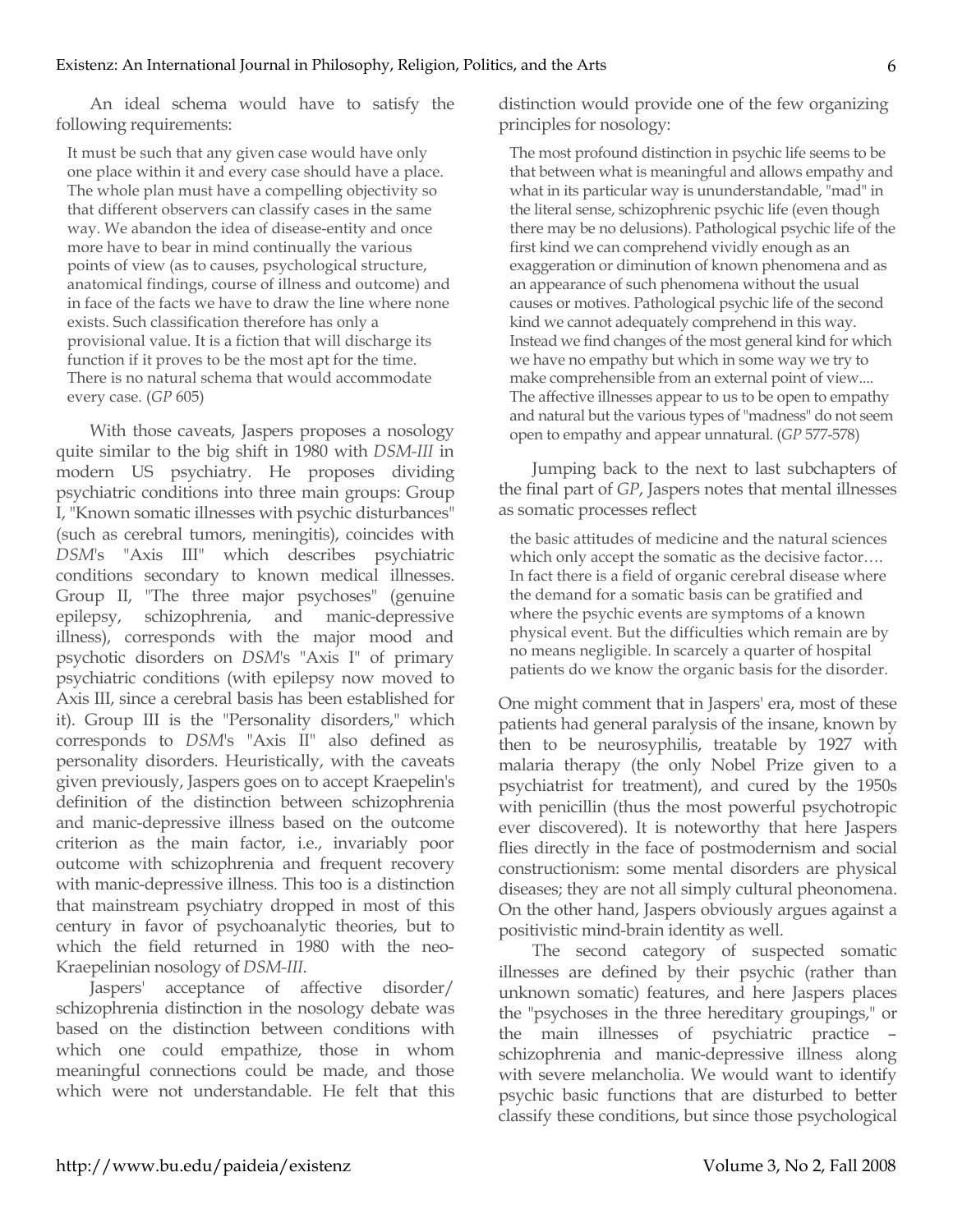An ideal schema would have to satisfy the following requirements:

> It must be such that any given case would have only one place within it and every case should have a place. The whole plan must have a compelling objectivity so that different observers can classify cases in the same way. We abandon the idea of disease-entity and once more have to bear in mind continually the various points of view (as to causes, psychological structure, anatomical findings, course of illness and outcome) and in face of the facts we have to draw the line where none exists. Such classification therefore has only a provisional value. It is a fiction that will discharge its function if it proves to be the most apt for the time. There is no natural schema that would accommodate every case. (*GP* 605)

With those caveats, Jaspers proposes a nosology quite similar to the big shift in 1980 with *DSM-III* in modern US psychiatry. He proposes dividing psychiatric conditions into three main groups: Group I, "Known somatic illnesses with psychic disturbances" (such as cerebral tumors, meningitis), coincides with *DSM*'s "Axis III" which describes psychiatric conditions secondary to known medical illnesses. Group II, "The three major psychoses" (genuine epilepsy, schizophrenia, and manic-depressive illness), corresponds with the major mood and psychotic disorders on *DSM*'s "Axis I" of primary psychiatric conditions (with epilepsy now moved to Axis III, since a cerebral basis has been established for it). Group III is the "Personality disorders," which corresponds to *DSM*'s "Axis II" also defined as personality disorders. Heuristically, with the caveats given previously, Jaspers goes on to accept Kraepelin's definition of the distinction between schizophrenia and manic-depressive illness based on the outcome criterion as the main factor, i.e., invariably poor outcome with schizophrenia and frequent recovery with manic-depressive illness. This too is a distinction that mainstream psychiatry dropped in most of this century in favor of psychoanalytic theories, but to which the field returned in 1980 with the neo-Kraepelinian nosology of *DSM-III*.

Jaspers' acceptance of affective disorder/ schizophrenia distinction in the nosology debate was based on the distinction between conditions with which one could empathize, those in whom meaningful connections could be made, and those which were not understandable. He felt that this distinction would provide one of the few organizing principles for nosology:

> The most profound distinction in psychic life seems to be that between what is meaningful and allows empathy and what in its particular way is ununderstandable, "mad" in the literal sense, schizophrenic psychic life (even though there may be no delusions). Pathological psychic life of the first kind we can comprehend vividly enough as an exaggeration or diminution of known phenomena and as an appearance of such phenomena without the usual causes or motives. Pathological psychic life of the second kind we cannot adequately comprehend in this way. Instead we find changes of the most general kind for which we have no empathy but which in some way we try to make comprehensible from an external point of view.... The affective illnesses appear to us to be open to empathy and natural but the various types of "madness" do not seem open to empathy and appear unnatural. (*GP* 577-578)

Jumping back to the next to last subchapters of the final part of *GP*, Jaspers notes that mental illnesses as somatic processes reflect

> the basic attitudes of medicine and the natural sciences which only accept the somatic as the decisive factor…. In fact there is a field of organic cerebral disease where the demand for a somatic basis can be gratified and where the psychic events are symptoms of a known physical event. But the difficulties which remain are by no means negligible. In scarcely a quarter of hospital patients do we know the organic basis for the disorder.

One might comment that in Jaspers' era, most of these patients had general paralysis of the insane, known by then to be neurosyphilis, treatable by 1927 with malaria therapy (the only Nobel Prize given to a psychiatrist for treatment), and cured by the 1950s with penicillin (thus the most powerful psychotropic ever discovered). It is noteworthy that here Jaspers flies directly in the face of postmodernism and social constructionism: some mental disorders are physical diseases; they are not all simply cultural pheonomena. On the other hand, Jaspers obviously argues against a positivistic mind-brain identity as well.

The second category of suspected somatic illnesses are defined by their psychic (rather than unknown somatic) features, and here Jaspers places the "psychoses in the three hereditary groupings," or the main illnesses of psychiatric practice – schizophrenia and manic-depressive illness along with severe melancholia. We would want to identify psychic basic functions that are disturbed to better classify these conditions, but since those psychological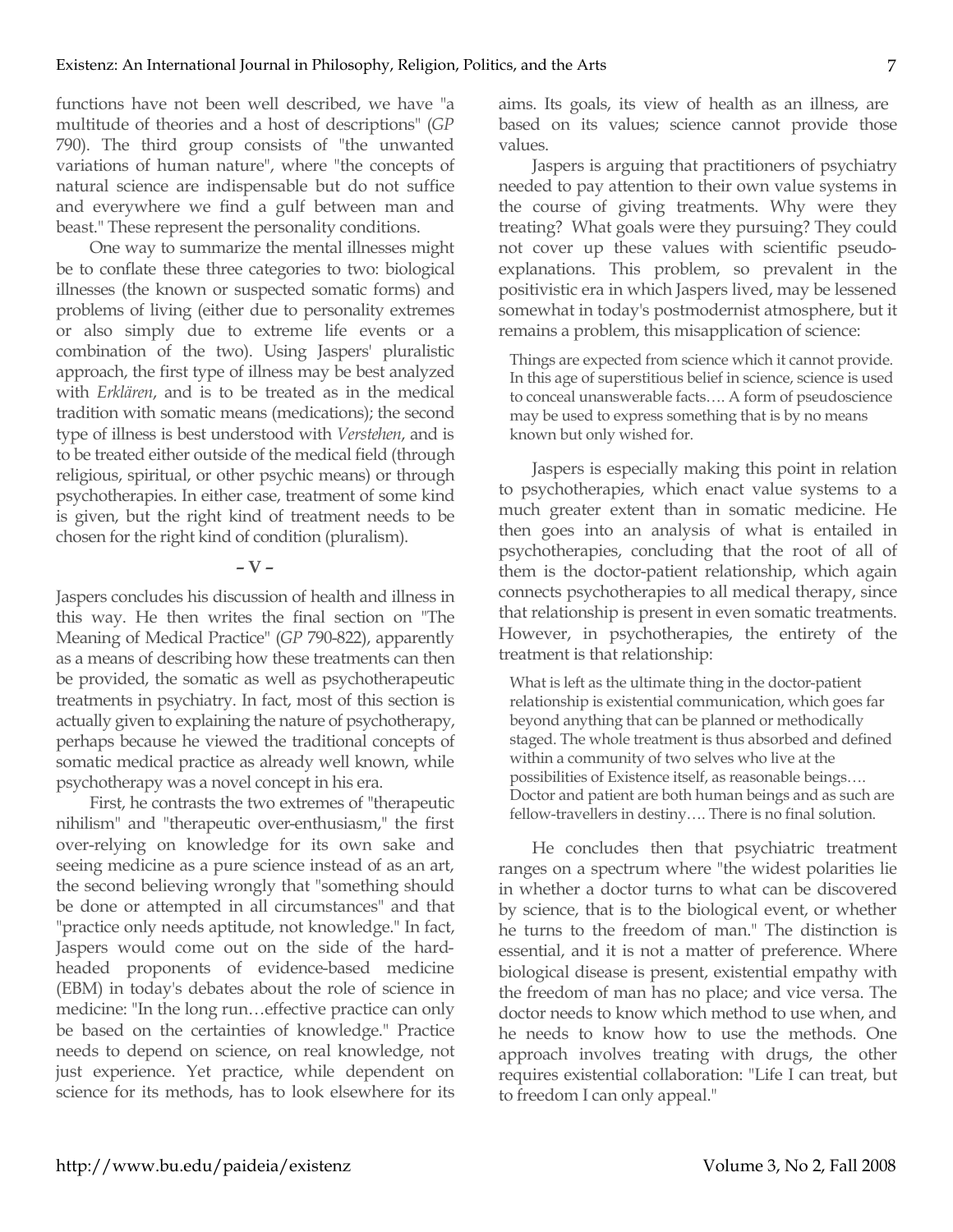functions have not been well described, we have "a multitude of theories and a host of descriptions" (*GP* 790). The third group consists of "the unwanted variations of human nature", where "the concepts of natural science are indispensable but do not suffice and everywhere we find a gulf between man and beast." These represent the personality conditions.

One way to summarize the mental illnesses might be to conflate these three categories to two: biological illnesses (the known or suspected somatic forms) and problems of living (either due to personality extremes or also simply due to extreme life events or a combination of the two). Using Jaspers' pluralistic approach, the first type of illness may be best analyzed with *Erklären*, and is to be treated as in the medical tradition with somatic means (medications); the second type of illness is best understood with *Verstehen*, and is to be treated either outside of the medical field (through religious, spiritual, or other psychic means) or through psychotherapies. In either case, treatment of some kind is given, but the right kind of treatment needs to be chosen for the right kind of condition (pluralism).

## – V –

Jaspers concludes his discussion of health and illness in this way. He then writes the final section on "The Meaning of Medical Practice" (*GP* 790-822), apparently as a means of describing how these treatments can then be provided, the somatic as well as psychotherapeutic treatments in psychiatry. In fact, most of this section is actually given to explaining the nature of psychotherapy, perhaps because he viewed the traditional concepts of somatic medical practice as already well known, while psychotherapy was a novel concept in his era.

First, he contrasts the two extremes of "therapeutic nihilism" and "therapeutic over-enthusiasm," the first over-relying on knowledge for its own sake and seeing medicine as a pure science instead of as an art, the second believing wrongly that "something should be done or attempted in all circumstances" and that "practice only needs aptitude, not knowledge." In fact, Jaspers would come out on the side of the hard-headed proponents of evidence-based medicine (EBM) in today's debates about the role of science in medicine: "In the long run…effective practice can only be based on the certainties of knowledge." Practice needs to depend on science, on real knowledge, not just experience. Yet practice, while dependent on science for its methods, has to look elsewhere for its aims. Its goals, its view of health as an illness, are based on its values; science cannot provide those values.

Jaspers is arguing that practitioners of psychiatry needed to pay attention to their own value systems in the course of giving treatments. Why were they treating? What goals were they pursuing? They could not cover up these values with scientific pseudo-explanations. This problem, so prevalent in the positivistic era in which Jaspers lived, may be lessened somewhat in today's postmodernist atmosphere, but it remains a problem, this misapplication of science:

> Things are expected from science which it cannot provide. In this age of superstitious belief in science, science is used to conceal unanswerable facts…. A form of pseudoscience may be used to express something that is by no means known but only wished for.

Jaspers is especially making this point in relation to psychotherapies, which enact value systems to a much greater extent than in somatic medicine. He then goes into an analysis of what is entailed in psychotherapies, concluding that the root of all of them is the doctor-patient relationship, which again connects psychotherapies to all medical therapy, since that relationship is present in even somatic treatments. However, in psychotherapies, the entirety of the treatment is that relationship:

> What is left as the ultimate thing in the doctor-patient relationship is existential communication, which goes far beyond anything that can be planned or methodically staged. The whole treatment is thus absorbed and defined within a community of two selves who live at the possibilities of Existence itself, as reasonable beings…. Doctor and patient are both human beings and as such are fellow-travellers in destiny…. There is no final solution.

He concludes then that psychiatric treatment ranges on a spectrum where "the widest polarities lie in whether a doctor turns to what can be discovered by science, that is to the biological event, or whether he turns to the freedom of man." The distinction is essential, and it is not a matter of preference. Where biological disease is present, existential empathy with the freedom of man has no place; and vice versa. The doctor needs to know which method to use when, and he needs to know how to use the methods. One approach involves treating with drugs, the other requires existential collaboration: "Life I can treat, but to freedom I can only appeal."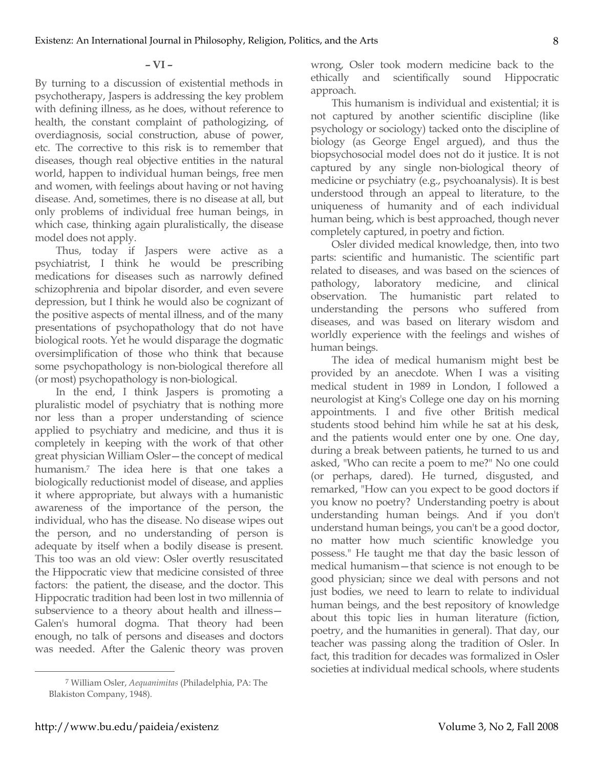## – VI –

By turning to a discussion of existential methods in psychotherapy, Jaspers is addressing the key problem with defining illness, as he does, without reference to health, the constant complaint of pathologizing, of overdiagnosis, social construction, abuse of power, etc. The corrective to this risk is to remember that diseases, though real objective entities in the natural world, happen to individual human beings, free men and women, with feelings about having or not having disease. And, sometimes, there is no disease at all, but only problems of individual free human beings, in which case, thinking again pluralistically, the disease model does not apply.

Thus, today if Jaspers were active as a psychiatrist, I think he would be prescribing medications for diseases such as narrowly defined schizophrenia and bipolar disorder, and even severe depression, but I think he would also be cognizant of the positive aspects of mental illness, and of the many presentations of psychopathology that do not have biological roots. Yet he would disparage the dogmatic oversimplification of those who think that because some psychopathology is non-biological therefore all (or most) psychopathology is non-biological.

In the end, I think Jaspers is promoting a pluralistic model of psychiatry that is nothing more nor less than a proper understanding of science applied to psychiatry and medicine, and thus it is completely in keeping with the work of that other great physician William Osler—the concept of medical humanism.[7] The idea here is that one takes a biologically reductionist model of disease, and applies it where appropriate, but always with a humanistic awareness of the importance of the person, the individual, who has the disease. No disease wipes out the person, and no understanding of person is adequate by itself when a bodily disease is present. This too was an old view: Osler overtly resuscitated the Hippocratic view that medicine consisted of three factors: the patient, the disease, and the doctor. This Hippocratic tradition had been lost in two millennia of subservience to a theory about health and illness—Galen's humoral dogma. That theory had been enough, no talk of persons and diseases and doctors was needed. After the Galenic theory was proven wrong, Osler took modern medicine back to the ethically and scientifically sound Hippocratic approach.

This humanism is individual and existential; it is not captured by another scientific discipline (like psychology or sociology) tacked onto the discipline of biology (as George Engel argued), and thus the biopsychosocial model does not do it justice. It is not captured by any single non-biological theory of medicine or psychiatry (e.g., psychoanalysis). It is best understood through an appeal to literature, to the uniqueness of humanity and of each individual human being, which is best approached, though never completely captured, in poetry and fiction.

Osler divided medical knowledge, then, into two parts: scientific and humanistic. The scientific part related to diseases, and was based on the sciences of pathology, laboratory medicine, and clinical observation. The humanistic part related to understanding the persons who suffered from diseases, and was based on literary wisdom and worldly experience with the feelings and wishes of human beings.

The idea of medical humanism might best be provided by an anecdote. When I was a visiting medical student in 1989 in London, I followed a neurologist at King's College one day on his morning appointments. I and five other British medical students stood behind him while he sat at his desk, and the patients would enter one by one. One day, during a break between patients, he turned to us and asked, "Who can recite a poem to me?" No one could (or perhaps, dared). He turned, disgusted, and remarked, "How can you expect to be good doctors if you know no poetry? Understanding poetry is about understanding human beings. And if you don't understand human beings, you can't be a good doctor, no matter how much scientific knowledge you possess." He taught me that day the basic lesson of medical humanism—that science is not enough to be good physician; since we deal with persons and not just bodies, we need to learn to relate to individual human beings, and the best repository of knowledge about this topic lies in human literature (fiction, poetry, and the humanities in general). That day, our teacher was passing along the tradition of Osler. In fact, this tradition for decades was formalized in Osler societies at individual medical schools, where students

---

[7] William Osler, *Aequanimitas* (Philadelphia, PA: The Blakiston Company, 1948).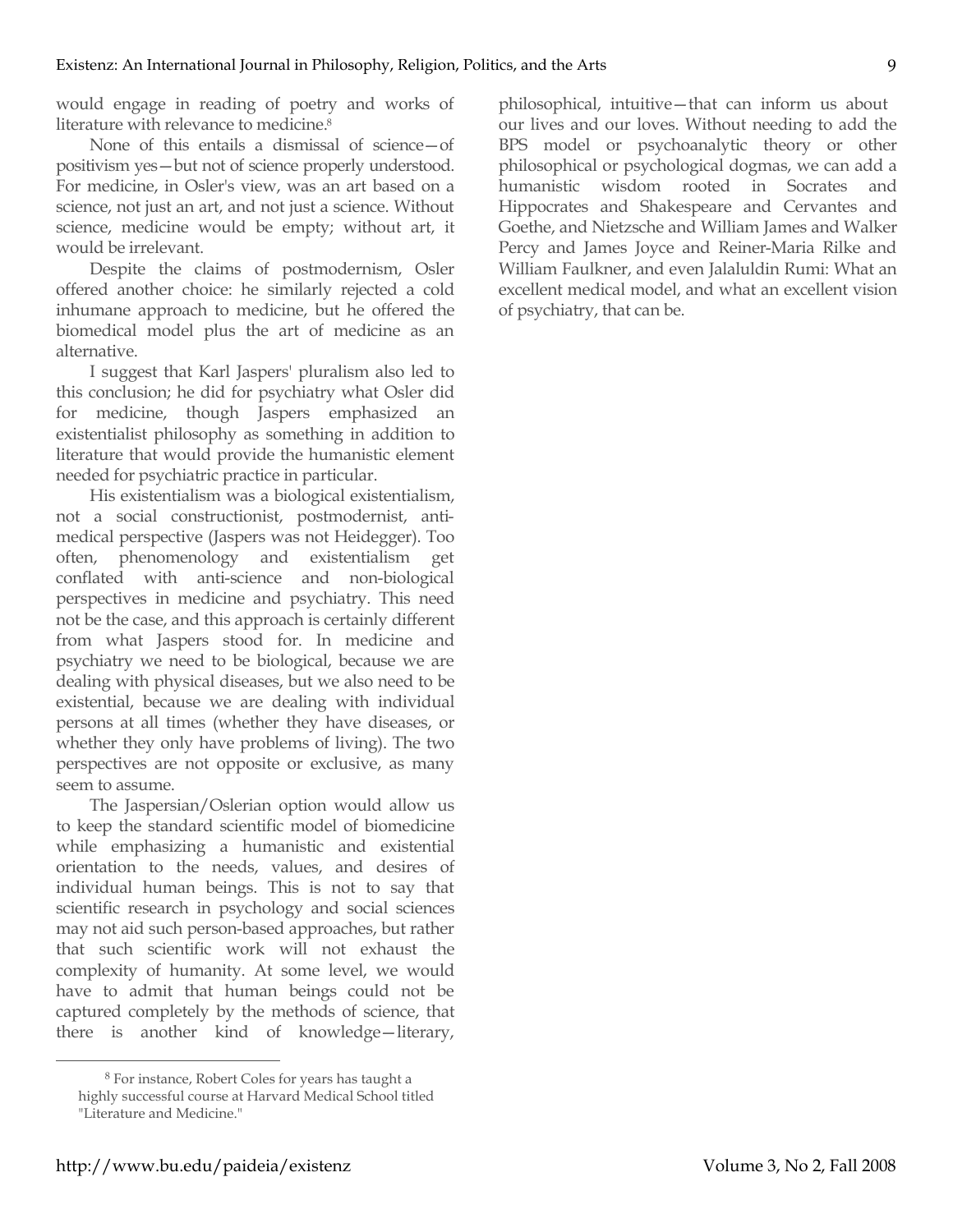would engage in reading of poetry and works of literature with relevance to medicine.[8]

None of this entails a dismissal of science—of positivism yes—but not of science properly understood. For medicine, in Osler's view, was an art based on a science, not just an art, and not just a science. Without science, medicine would be empty; without art, it would be irrelevant.

Despite the claims of postmodernism, Osler offered another choice: he similarly rejected a cold inhumane approach to medicine, but he offered the biomedical model plus the art of medicine as an alternative.

I suggest that Karl Jaspers' pluralism also led to this conclusion; he did for psychiatry what Osler did for medicine, though Jaspers emphasized an existentialist philosophy as something in addition to literature that would provide the humanistic element needed for psychiatric practice in particular.

His existentialism was a biological existentialism, not a social constructionist, postmodernist, anti-medical perspective (Jaspers was not Heidegger). Too often, phenomenology and existentialism get conflated with anti-science and non-biological perspectives in medicine and psychiatry. This need not be the case, and this approach is certainly different from what Jaspers stood for. In medicine and psychiatry we need to be biological, because we are dealing with physical diseases, but we also need to be existential, because we are dealing with individual persons at all times (whether they have diseases, or whether they only have problems of living). The two perspectives are not opposite or exclusive, as many seem to assume.

The Jaspersian/Oslerian option would allow us to keep the standard scientific model of biomedicine while emphasizing a humanistic and existential orientation to the needs, values, and desires of individual human beings. This is not to say that scientific research in psychology and social sciences may not aid such person-based approaches, but rather that such scientific work will not exhaust the complexity of humanity. At some level, we would have to admit that human beings could not be captured completely by the methods of science, that there is another kind of knowledge—literary, philosophical, intuitive—that can inform us about our lives and our loves. Without needing to add the BPS model or psychoanalytic theory or other philosophical or psychological dogmas, we can add a humanistic wisdom rooted in Socrates and Hippocrates and Shakespeare and Cervantes and Goethe, and Nietzsche and William James and Walker Percy and James Joyce and Reiner-Maria Rilke and William Faulkner, and even Jalaluldin Rumi: What an excellent medical model, and what an excellent vision of psychiatry, that can be.

---

[8] For instance, Robert Coles for years has taught a highly successful course at Harvard Medical School titled "Literature and Medicine."